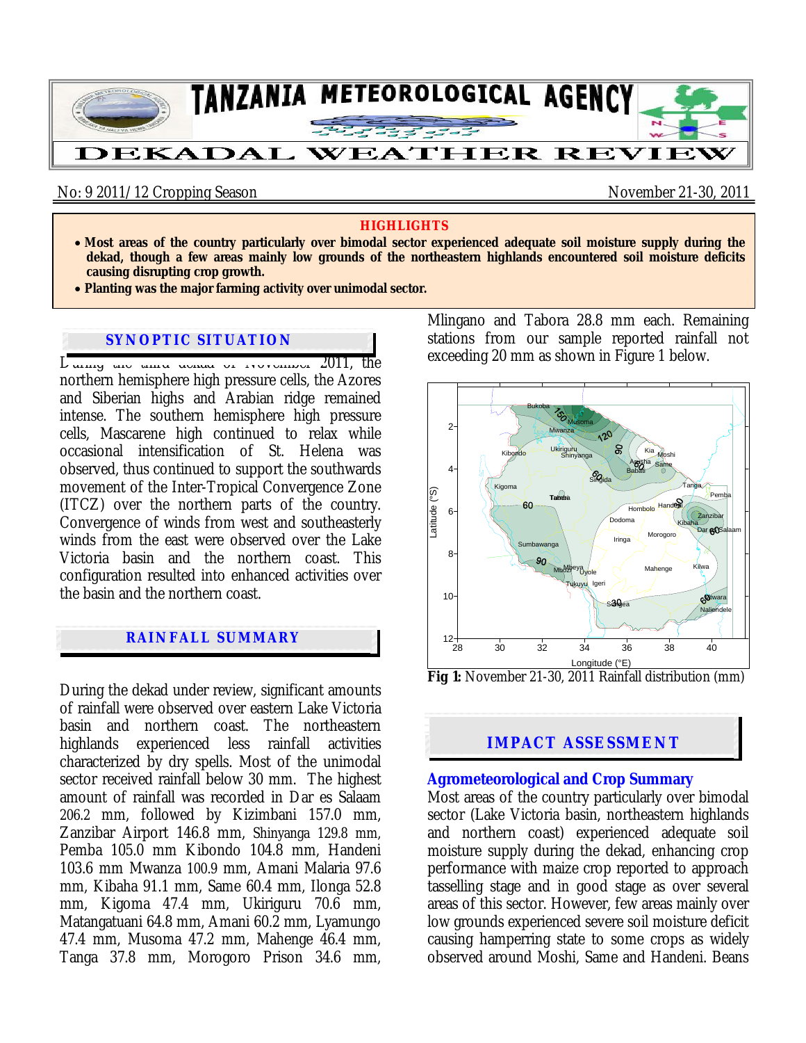# TANZANIA METEOROLOGICAL AGENCY

## DEKADAL WEATHER REVIEW

No: 9 2011/12 Cropping Season — November 21-30, 2011

**HIGHLIGHTS**

- **Most areas of the country particularly over bimodal sector experienced adequate soil moisture supply during the dekad, though a few areas mainly low grounds of the northeastern highlands encountered soil moisture deficits causing disrupting crop growth.**
- **Planting was the major farming activity over unimodal sector.**

## SYNOPTIC SITUATION

During the third dekad of November 2011, the northern hemisphere high pressure cells, the Azores and Siberian highs and Arabian ridge remained intense. The southern hemisphere high pressure cells, Mascarene high continued to relax while occasional intensification of St. Helena was observed, thus continued to support the southwards movement of the Inter-Tropical Convergence Zone (ITCZ) over the northern parts of the country. Convergence of winds from west and southeasterly winds from the east were observed over the Lake Victoria basin and the northern coast. This configuration resulted into enhanced activities over the basin and the northern coast.

## RAINFALL SUMMARY

During the dekad under review, significant amounts of rainfall were observed over eastern Lake Victoria basin and northern coast. The northeastern highlands experienced less rainfall activities characterized by dry spells. Most of the unimodal sector received rainfall below 30 mm. The highest amount of rainfall was recorded in Dar es Salaam 206.2 mm, followed by Kizimbani 157.0 mm, Zanzibar Airport 146.8 mm, Shinyanga 129.8 mm, Pemba 105.0 mm Kibondo 104.8 mm, Handeni 103.6 mm Mwanza 100.9 mm, Amani Malaria 97.6 mm, Kibaha 91.1 mm, Same 60.4 mm, Ilonga 52.8 mm, Kigoma 47.4 mm, Ukiriguru 70.6 mm, Matangatuani 64.8 mm, Amani 60.2 mm, Lyamungo 47.4 mm, Musoma 47.2 mm, Mahenge 46.4 mm, Tanga 37.8 mm, Morogoro Prison 34.6 mm, Mlingano and Tabora 28.8 mm each. Remaining stations from our sample reported rainfall not exceeding 20 mm as shown in Figure 1 below.

**Fig 1:** November 21-30, 2011 Rainfall distribution (mm)

## IMPACT ASSESSMENT

### Agrometeorological and Crop Summary

Most areas of the country particularly over bimodal sector (Lake Victoria basin, northeastern highlands and northern coast) experienced adequate soil moisture supply during the dekad, enhancing crop performance with maize crop reported to approach tasselling stage and in good stage as over several areas of this sector. However, few areas mainly over low grounds experienced severe soil moisture deficit causing hampering state to some crops as widely observed around Moshi, Same and Handeni. Beans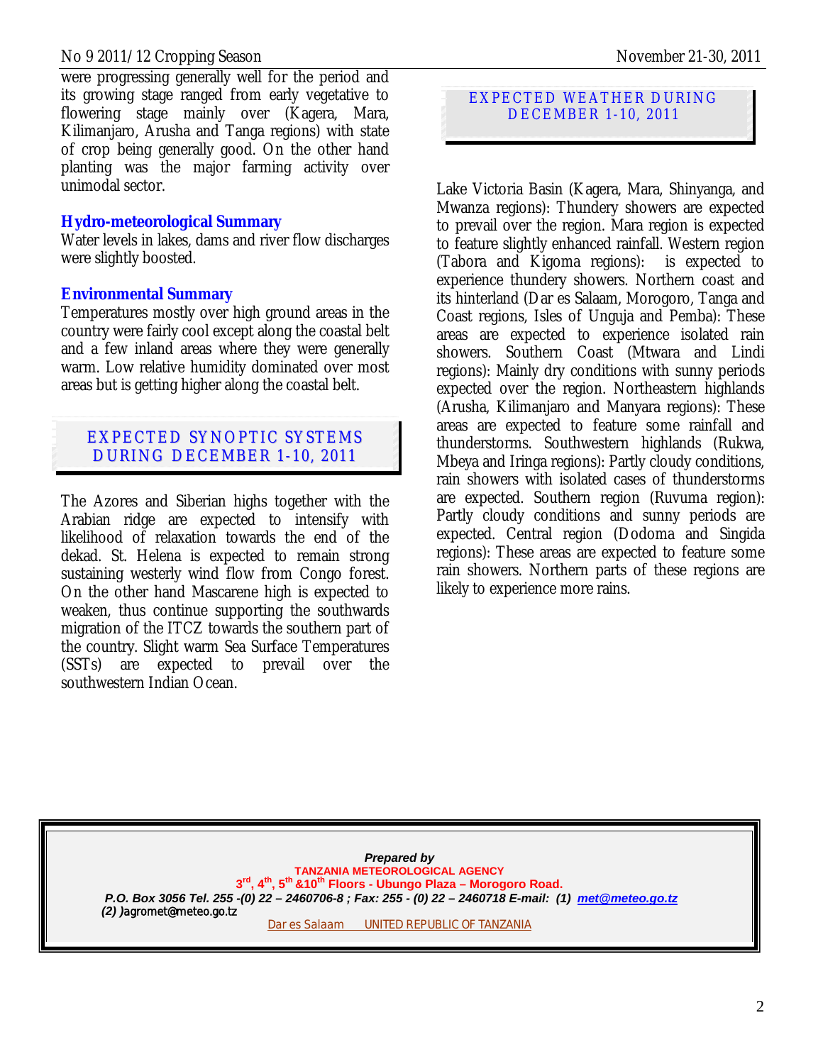were progressing generally well for the period and its growing stage ranged from early vegetative to flowering stage mainly over (Kagera, Mara, Kilimanjaro, Arusha and Tanga regions) with state of crop being generally good. On the other hand planting was the major farming activity over unimodal sector.

### Hydro-meteorological Summary

Water levels in lakes, dams and river flow discharges were slightly boosted.

### Environmental Summary

Temperatures mostly over high ground areas in the country were fairly cool except along the coastal belt and a few inland areas where they were generally warm. Low relative humidity dominated over most areas but is getting higher along the coastal belt.

## EXPECTED SYNOPTIC SYSTEMS DURING DECEMBER 1-10, 2011

The Azores and Siberian highs together with the Arabian ridge are expected to intensify with likelihood of relaxation towards the end of the dekad. St. Helena is expected to remain strong sustaining westerly wind flow from Congo forest. On the other hand Mascarene high is expected to weaken, thus continue supporting the southwards migration of the ITCZ towards the southern part of the country. Slight warm Sea Surface Temperatures (SSTs) are expected to prevail over the southwestern Indian Ocean.

## EXPECTED WEATHER DURING DECEMBER 1-10, 2011

Lake Victoria Basin (Kagera, Mara, Shinyanga, and Mwanza regions): Thundery showers are expected to prevail over the region. Mara region is expected to feature slightly enhanced rainfall. Western region (Tabora and Kigoma regions): is expected to experience thundery showers. Northern coast and its hinterland (Dar es Salaam, Morogoro, Tanga and Coast regions, Isles of Unguja and Pemba): These areas are expected to experience isolated rain showers. Southern Coast (Mtwara and Lindi regions): Mainly dry conditions with sunny periods expected over the region. Northeastern highlands (Arusha, Kilimanjaro and Manyara regions): These areas are expected to feature some rainfall and thunderstorms. Southwestern highlands (Rukwa, Mbeya and Iringa regions): Partly cloudy conditions, rain showers with isolated cases of thunderstorms are expected. Southern region (Ruvuma region): Partly cloudy conditions and sunny periods are expected. Central region (Dodoma and Singida regions): These areas are expected to feature some rain showers. Northern parts of these regions are likely to experience more rains.

***Prepared by***
**TANZANIA METEOROLOGICAL AGENCY**
**3rd, 4th, 5th &10th Floors - Ubungo Plaza – Morogoro Road.**
***P.O. Box 3056 Tel. 255 -(0) 22 – 2460706-8 ; Fax: 255 - (0) 22 – 2460718 E-mail: (1) met@meteo.go.tz***
***(2)** agromet@meteo.go.tz*
Dar es Salaam UNITED REPUBLIC OF TANZANIA